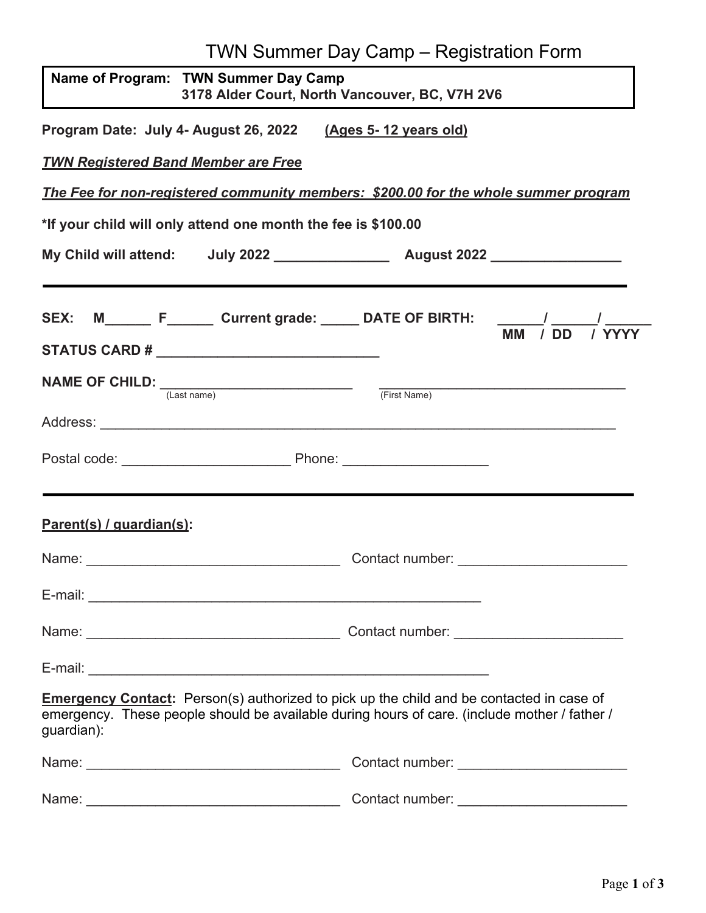# TWN Summer Day Camp – Registration Form

**Name of Program: TWN Summer Day Camp**
**3178 Alder Court, North Vancouver, BC, V7H 2V6**

**Program Date: July 4- August 26, 2022** **(Ages 5- 12 years old)**

***TWN Registered Band Member are Free***

***The Fee for non-registered community members: $200.00 for the whole summer program***

**\*If your child will only attend one month the fee is $100.00**

**My Child will attend: July 2022 _______________ August 2022 _________________**

---

**SEX: M______ F______ Current grade: _____ DATE OF BIRTH: ______/ ______/ ______**
**MM / DD / YYYY**

**STATUS CARD # ______________________________**

**NAME OF CHILD:** _________________________ (Last name) _________________________________ (First Name)

Address: ______________________________________________________________________

Postal code: ______________________ Phone: ___________________

---

**Parent(s) / guardian(s):**

Name: __________________________________ Contact number: ______________________

E-mail: ____________________________________________________

Name: __________________________________ Contact number: ______________________

E-mail: _____________________________________________________

**Emergency Contact:** Person(s) authorized to pick up the child and be contacted in case of emergency. These people should be available during hours of care. (include mother / father / guardian):

Name: __________________________________ Contact number: ______________________

Name: __________________________________ Contact number: ______________________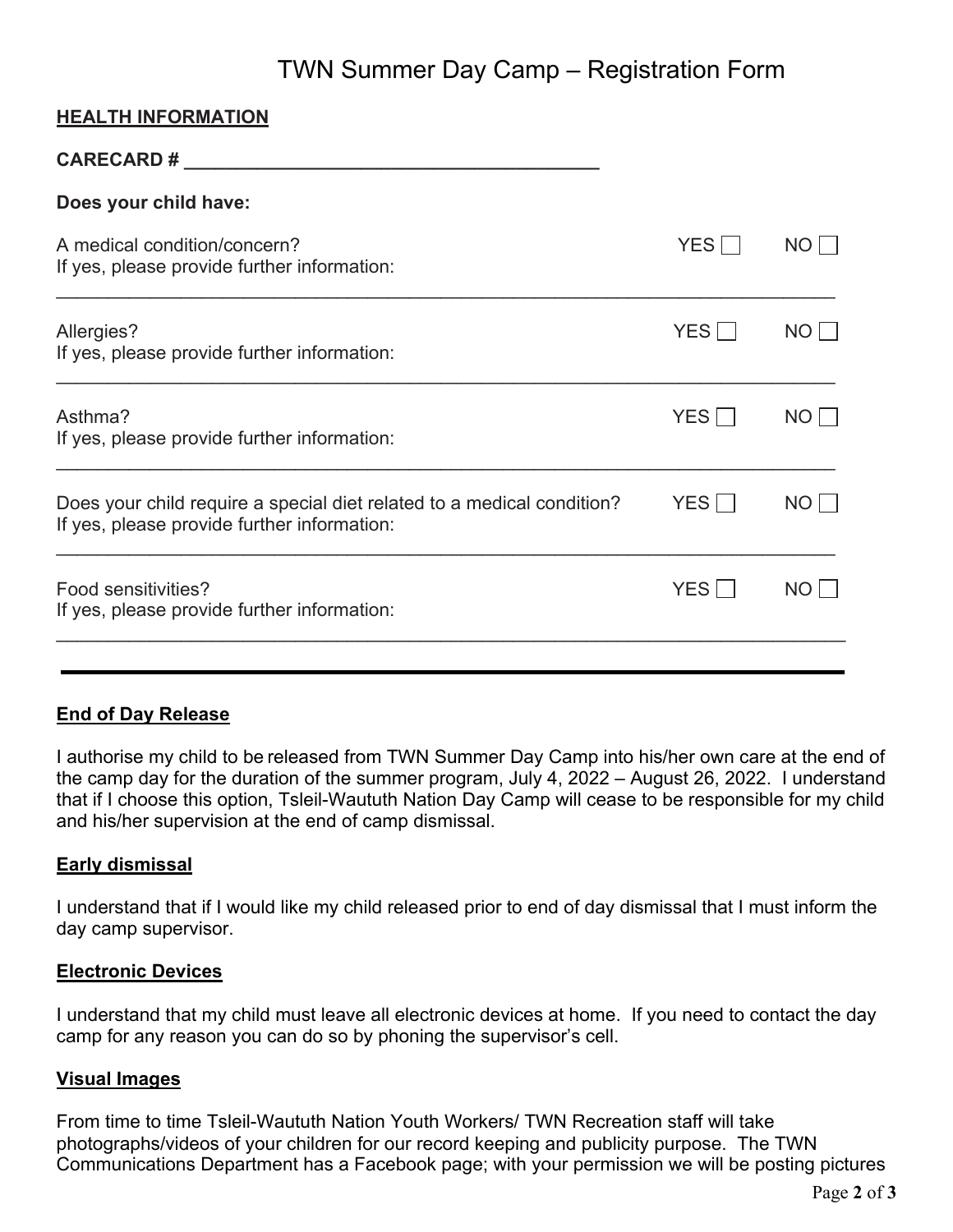# TWN Summer Day Camp – Registration Form

**HEALTH INFORMATION**

**CARECARD # ________________________________________**

**Does your child have:**

A medical condition/concern? YES ☐ NO ☐
If yes, please provide further information:

______________________________________________________________________________

Allergies? YES ☐ NO ☐
If yes, please provide further information:

______________________________________________________________________________

Asthma? YES ☐ NO ☐
If yes, please provide further information:

______________________________________________________________________________

Does your child require a special diet related to a medical condition? YES ☐ NO ☐
If yes, please provide further information:

______________________________________________________________________________

Food sensitivities? YES ☐ NO ☐
If yes, please provide further information:

______________________________________________________________________________

---

**End of Day Release**

I authorise my child to be released from TWN Summer Day Camp into his/her own care at the end of the camp day for the duration of the summer program, July 4, 2022 – August 26, 2022. I understand that if I choose this option, Tsleil-Waututh Nation Day Camp will cease to be responsible for my child and his/her supervision at the end of camp dismissal.

**Early dismissal**

I understand that if I would like my child released prior to end of day dismissal that I must inform the day camp supervisor.

**Electronic Devices**

I understand that my child must leave all electronic devices at home. If you need to contact the day camp for any reason you can do so by phoning the supervisor's cell.

**Visual Images**

From time to time Tsleil-Waututh Nation Youth Workers/ TWN Recreation staff will take photographs/videos of your children for our record keeping and publicity purpose. The TWN Communications Department has a Facebook page; with your permission we will be posting pictures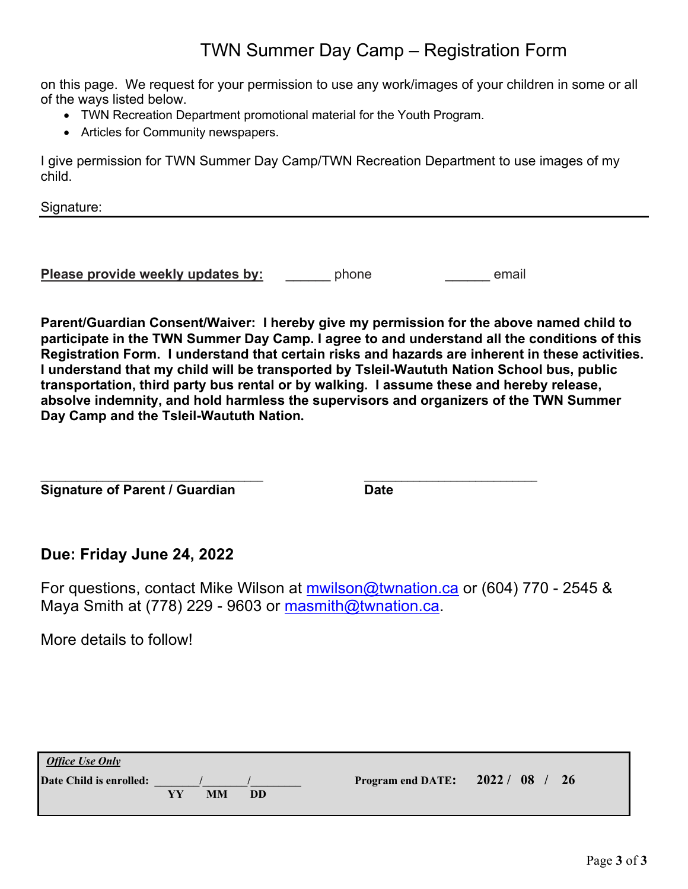## TWN Summer Day Camp – Registration Form

on this page. We request for your permission to use any work/images of your children in some or all of the ways listed below.

- TWN Recreation Department promotional material for the Youth Program.
- Articles for Community newspapers.

I give permission for TWN Summer Day Camp/TWN Recreation Department to use images of my child.

Signature: ______________________________________________

**Please provide weekly updates by:** ______ phone ______ email

**Parent/Guardian Consent/Waiver: I hereby give my permission for the above named child to participate in the TWN Summer Day Camp. I agree to and understand all the conditions of this Registration Form. I understand that certain risks and hazards are inherent in these activities. I understand that my child will be transported by Tsleil-Waututh Nation School bus, public transportation, third party bus rental or by walking. I assume these and hereby release, absolve indemnity, and hold harmless the supervisors and organizers of the TWN Summer Day Camp and the Tsleil-Waututh Nation.**

_______________________________ _________________________

**Signature of Parent / Guardian** **Date**

### Due: Friday June 24, 2022

For questions, contact Mike Wilson at mwilson@twnation.ca or (604) 770 - 2545 & Maya Smith at (778) 229 - 9603 or masmith@twnation.ca.

More details to follow!

***Office Use Only***

**Date Child is enrolled:** ________/________/________ (**YY** **MM** **DD**)  **Program end DATE:** **2022 / 08 / 26**